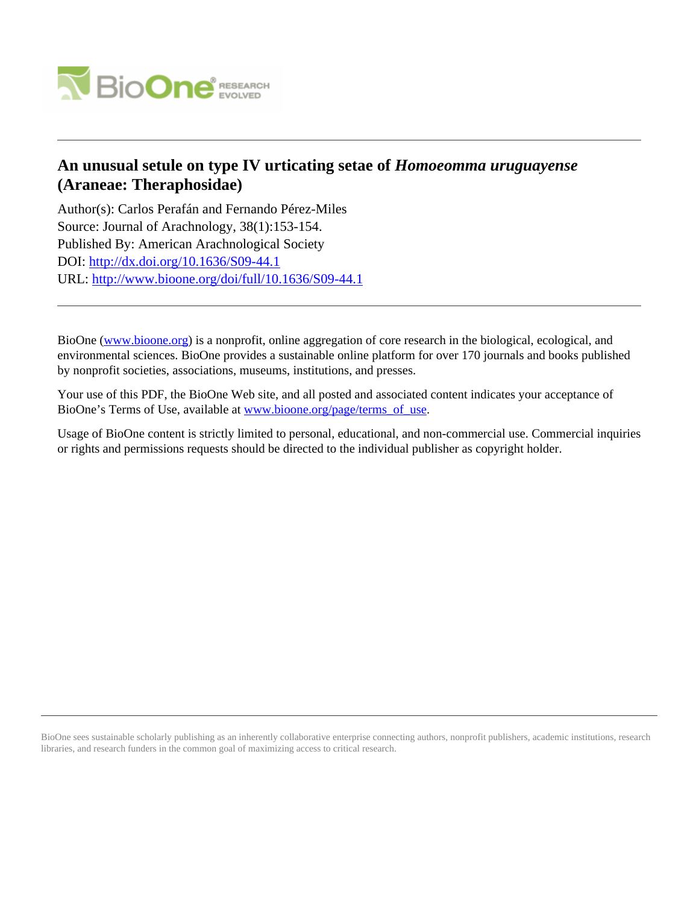# An unusual setule on type IV urticating setae of *Homoeomma uruguayense* (Araneae: Theraphosidae)

Author(s): Carlos Perafán and Fernando Pérez-Miles
Source: Journal of Arachnology, 38(1):153-154.
Published By: American Arachnological Society
DOI: http://dx.doi.org/10.1636/S09-44.1
URL: http://www.bioone.org/doi/full/10.1636/S09-44.1

---

BioOne (www.bioone.org) is a nonprofit, online aggregation of core research in the biological, ecological, and environmental sciences. BioOne provides a sustainable online platform for over 170 journals and books published by nonprofit societies, associations, museums, institutions, and presses.

Your use of this PDF, the BioOne Web site, and all posted and associated content indicates your acceptance of BioOne's Terms of Use, available at www.bioone.org/page/terms_of_use.

Usage of BioOne content is strictly limited to personal, educational, and non-commercial use. Commercial inquiries or rights and permissions requests should be directed to the individual publisher as copyright holder.

---

BioOne sees sustainable scholarly publishing as an inherently collaborative enterprise connecting authors, nonprofit publishers, academic institutions, research libraries, and research funders in the common goal of maximizing access to critical research.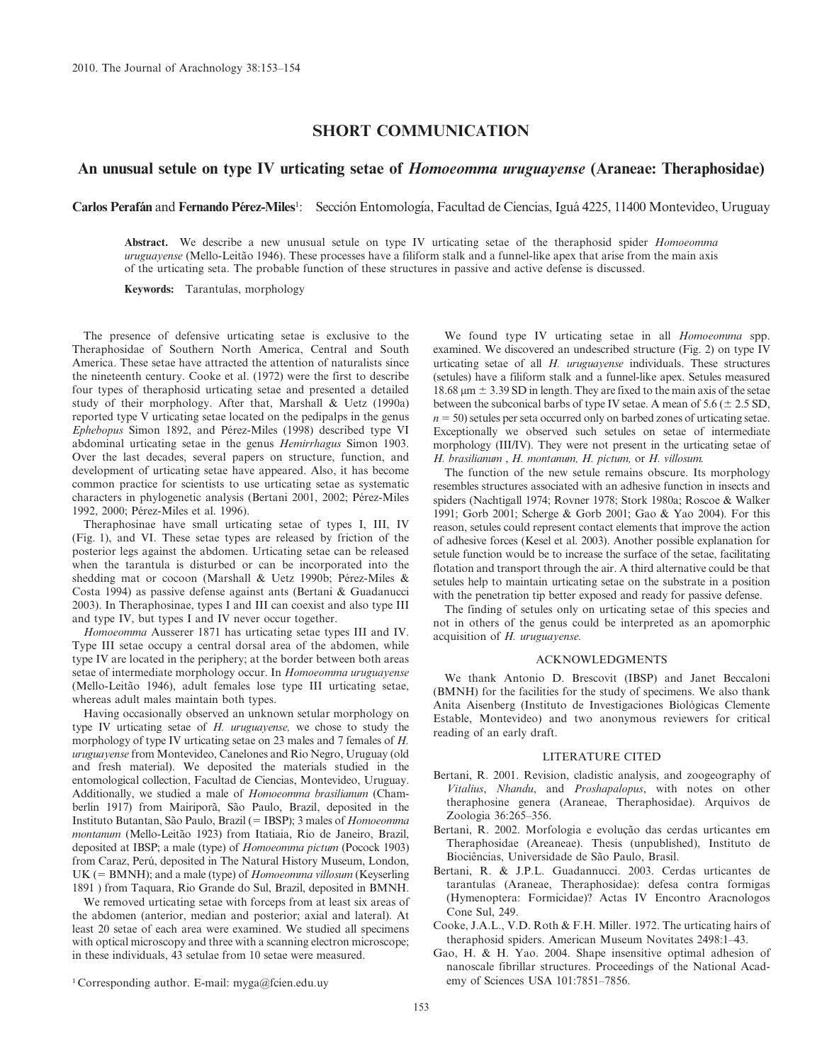# SHORT COMMUNICATION

## An unusual setule on type IV urticating setae of *Homoeomma uruguayense* (Araneae: Theraphosidae)

**Carlos Perafán** and **Fernando Pérez-Miles**[1]: Sección Entomología, Facultad de Ciencias, Iguá 4225, 11400 Montevideo, Uruguay

**Abstract.** We describe a new unusual setule on type IV urticating setae of the theraphosid spider *Homoeomma uruguayense* (Mello-Leitão 1946). These processes have a filiform stalk and a funnel-like apex that arise from the main axis of the urticating seta. The probable function of these structures in passive and active defense is discussed.

**Keywords:** Tarantulas, morphology

The presence of defensive urticating setae is exclusive to the Theraphosidae of Southern North America, Central and South America. These setae have attracted the attention of naturalists since the nineteenth century. Cooke et al. (1972) were the first to describe four types of theraphosid urticating setae and presented a detailed study of their morphology. After that, Marshall & Uetz (1990a) reported type V urticating setae located on the pedipalps in the genus *Ephebopus* Simon 1892, and Pérez-Miles (1998) described type VI abdominal urticating setae in the genus *Hemirrhagus* Simon 1903. Over the last decades, several papers on structure, function, and development of urticating setae have appeared. Also, it has become common practice for scientists to use urticating setae as systematic characters in phylogenetic analysis (Bertani 2001, 2002; Pérez-Miles 1992, 2000; Pérez-Miles et al. 1996).

Theraphosinae have small urticating setae of types I, III, IV (Fig. 1), and VI. These setae types are released by friction of the posterior legs against the abdomen. Urticating setae can be released when the tarantula is disturbed or can be incorporated into the shedding mat or cocoon (Marshall & Uetz 1990b; Pérez-Miles & Costa 1994) as passive defense against ants (Bertani & Guadanucci 2003). In Theraphosinae, types I and III can coexist and also type III and type IV, but types I and IV never occur together.

*Homoeomma* Ausserer 1871 has urticating setae types III and IV. Type III setae occupy a central dorsal area of the abdomen, while type IV are located in the periphery; at the border between both areas setae of intermediate morphology occur. In *Homoeomma uruguayense* (Mello-Leitão 1946), adult females lose type III urticating setae, whereas adult males maintain both types.

Having occasionally observed an unknown setular morphology on type IV urticating setae of *H. uruguayense,* we chose to study the morphology of type IV urticating setae on 23 males and 7 females of *H. uruguayense* from Montevideo, Canelones and Rio Negro, Uruguay (old and fresh material). We deposited the materials studied in the entomological collection, Facultad de Ciencias, Montevideo, Uruguay. Additionally, we studied a male of *Homoeomma brasilianum* (Chamberlin 1917) from Mairiporã, São Paulo, Brazil, deposited in the Instituto Butantan, São Paulo, Brazil (= IBSP); 3 males of *Homoeomma montanum* (Mello-Leitão 1923) from Itatiaia, Rio de Janeiro, Brazil, deposited at IBSP; a male (type) of *Homoeomma pictum* (Pocock 1903) from Caraz, Perú, deposited in The Natural History Museum, London, UK (= BMNH); and a male (type) of *Homoeomma villosum* (Keyserling 1891 ) from Taquara, Rio Grande do Sul, Brazil, deposited in BMNH.

We removed urticating setae with forceps from at least six areas of the abdomen (anterior, median and posterior; axial and lateral). At least 20 setae of each area were examined. We studied all specimens with optical microscopy and three with a scanning electron microscope; in these individuals, 43 setulae from 10 setae were measured.

We found type IV urticating setae in all *Homoeomma* spp. examined. We discovered an undescribed structure (Fig. 2) on type IV urticating setae of all *H. uruguayense* individuals. These structures (setules) have a filiform stalk and a funnel-like apex. Setules measured 18.68 μm ± 3.39 SD in length. They are fixed to the main axis of the setae between the subconical barbs of type IV setae. A mean of 5.6 (± 2.5 SD, $n = 50$) setules per seta occurred only on barbed zones of urticating setae. Exceptionally we observed such setules on setae of intermediate morphology (III/IV). They were not present in the urticating setae of *H. brasilianum* , *H. montanum, H. pictum,* or *H. villosum.*

The function of the new setule remains obscure. Its morphology resembles structures associated with an adhesive function in insects and spiders (Nachtigall 1974; Rovner 1978; Stork 1980a; Roscoe & Walker 1991; Gorb 2001; Scherge & Gorb 2001; Gao & Yao 2004). For this reason, setules could represent contact elements that improve the action of adhesive forces (Kesel et al. 2003). Another possible explanation for setule function would be to increase the surface of the setae, facilitating flotation and transport through the air. A third alternative could be that setules help to maintain urticating setae on the substrate in a position with the penetration tip better exposed and ready for passive defense.

The finding of setules only on urticating setae of this species and not in others of the genus could be interpreted as an apomorphic acquisition of *H. uruguayense.*

## ACKNOWLEDGMENTS

We thank Antonio D. Brescovit (IBSP) and Janet Beccaloni (BMNH) for the facilities for the study of specimens. We also thank Anita Aisenberg (Instituto de Investigaciones Biológicas Clemente Estable, Montevideo) and two anonymous reviewers for critical reading of an early draft.

## LITERATURE CITED

Bertani, R. 2001. Revision, cladistic analysis, and zoogeography of *Vitalius*, *Nhandu*, and *Proshapalopus*, with notes on other theraphosine genera (Araneae, Theraphosidae). Arquivos de Zoologia 36:265–356.

Bertani, R. 2002. Morfologia e evolução das cerdas urticantes em Theraphosidae (Areaneae). Thesis (unpublished), Instituto de Biociências, Universidade de São Paulo, Brasil.

Bertani, R. & J.P.L. Guadannucci. 2003. Cerdas urticantes de tarantulas (Araneae, Theraphosidae): defesa contra formigas (Hymenoptera: Formicidae)? Actas IV Encontro Aracnologos Cone Sul, 249.

Cooke, J.A.L., V.D. Roth & F.H. Miller. 1972. The urticating hairs of theraphosid spiders. American Museum Novitates 2498:1–43.

Gao, H. & H. Yao. 2004. Shape insensitive optimal adhesion of nanoscale fibrillar structures. Proceedings of the National Academy of Sciences USA 101:7851–7856.

[1] Corresponding author. E-mail: myga@fcien.edu.uy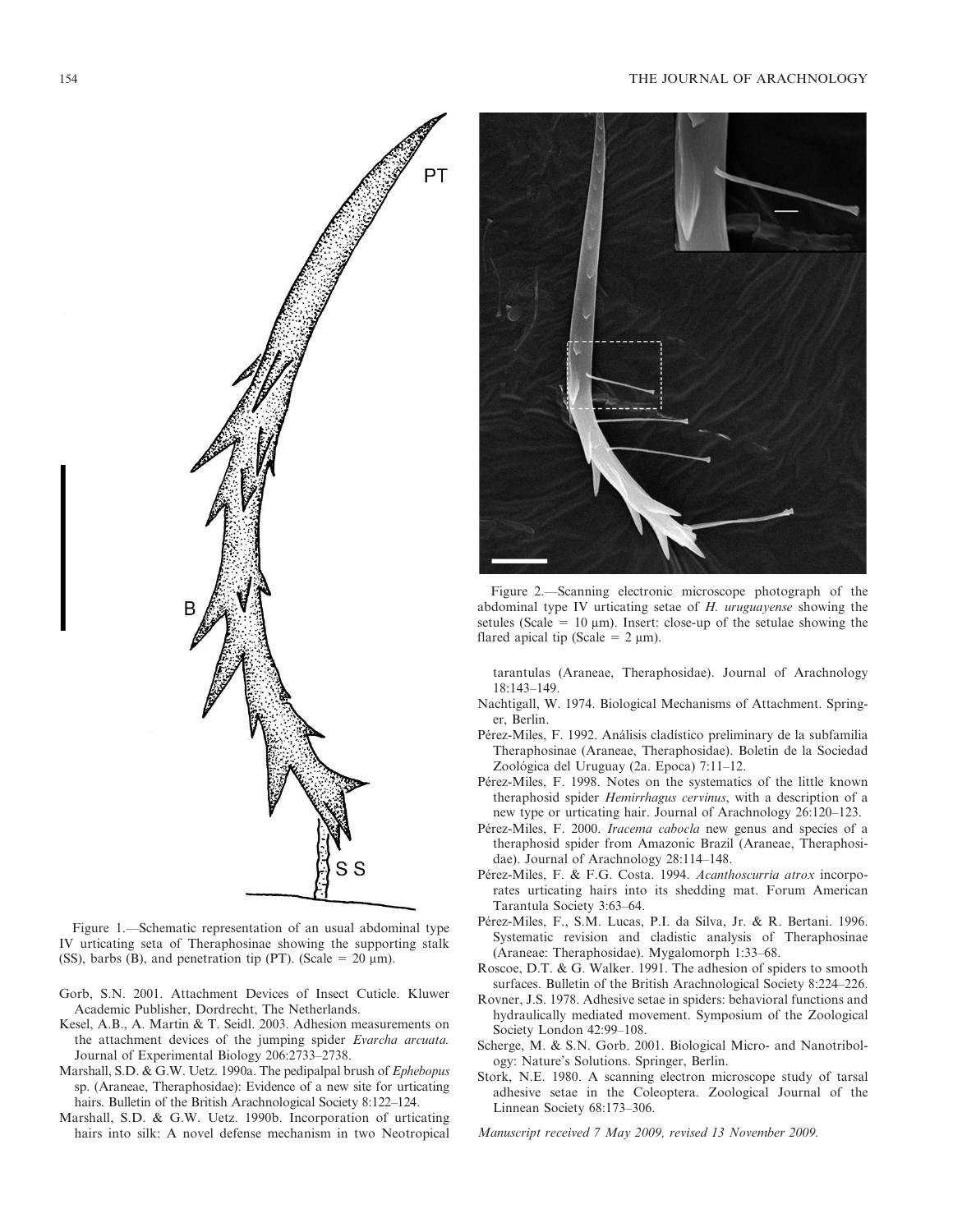PT

B

S S

Figure 1.—Schematic representation of an usual abdominal type IV urticating seta of Theraphosinae showing the supporting stalk (SS), barbs (B), and penetration tip (PT). (Scale = 20 μm).

Gorb, S.N. 2001. Attachment Devices of Insect Cuticle. Kluwer Academic Publisher, Dordrecht, The Netherlands.

Kesel, A.B., A. Martin & T. Seidl. 2003. Adhesion measurements on the attachment devices of the jumping spider *Evarcha arcuata.* Journal of Experimental Biology 206:2733–2738.

Marshall, S.D. & G.W. Uetz. 1990a. The pedipalpal brush of *Ephebopus* sp. (Araneae, Theraphosidae): Evidence of a new site for urticating hairs. Bulletin of the British Arachnological Society 8:122–124.

Marshall, S.D. & G.W. Uetz. 1990b. Incorporation of urticating hairs into silk: A novel defense mechanism in two Neotropical tarantulas (Araneae, Theraphosidae). Journal of Arachnology 18:143–149.

Figure 2.—Scanning electronic microscope photograph of the abdominal type IV urticating setae of *H. uruguayense* showing the setules (Scale = 10 μm). Insert: close-up of the setulae showing the flared apical tip (Scale = 2 μm).

Nachtigall, W. 1974. Biological Mechanisms of Attachment. Springer, Berlin.

Pérez-Miles, F. 1992. Análisis cladístico preliminary de la subfamilia Theraphosinae (Araneae, Theraphosidae). Boletin de la Sociedad Zoológica del Uruguay (2a. Epoca) 7:11–12.

Pérez-Miles, F. 1998. Notes on the systematics of the little known theraphosid spider *Hemirrhagus cervinus*, with a description of a new type or urticating hair. Journal of Arachnology 26:120–123.

Pérez-Miles, F. 2000. *Iracema cabocla* new genus and species of a theraphosid spider from Amazonic Brazil (Araneae, Theraphosidae). Journal of Arachnology 28:114–148.

Pérez-Miles, F. & F.G. Costa. 1994. *Acanthoscurria atrox* incorporates urticating hairs into its shedding mat. Forum American Tarantula Society 3:63–64.

Pérez-Miles, F., S.M. Lucas, P.I. da Silva, Jr. & R. Bertani. 1996. Systematic revision and cladistic analysis of Theraphosinae (Araneae: Theraphosidae). Mygalomorph 1:33–68.

Roscoe, D.T. & G. Walker. 1991. The adhesion of spiders to smooth surfaces. Bulletin of the British Arachnological Society 8:224–226.

Rovner, J.S. 1978. Adhesive setae in spiders: behavioral functions and hydraulically mediated movement. Symposium of the Zoological Society London 42:99–108.

Scherge, M. & S.N. Gorb. 2001. Biological Micro- and Nanotribology: Nature's Solutions. Springer, Berlin.

Stork, N.E. 1980. A scanning electron microscope study of tarsal adhesive setae in the Coleoptera. Zoological Journal of the Linnean Society 68:173–306.

*Manuscript received 7 May 2009, revised 13 November 2009.*